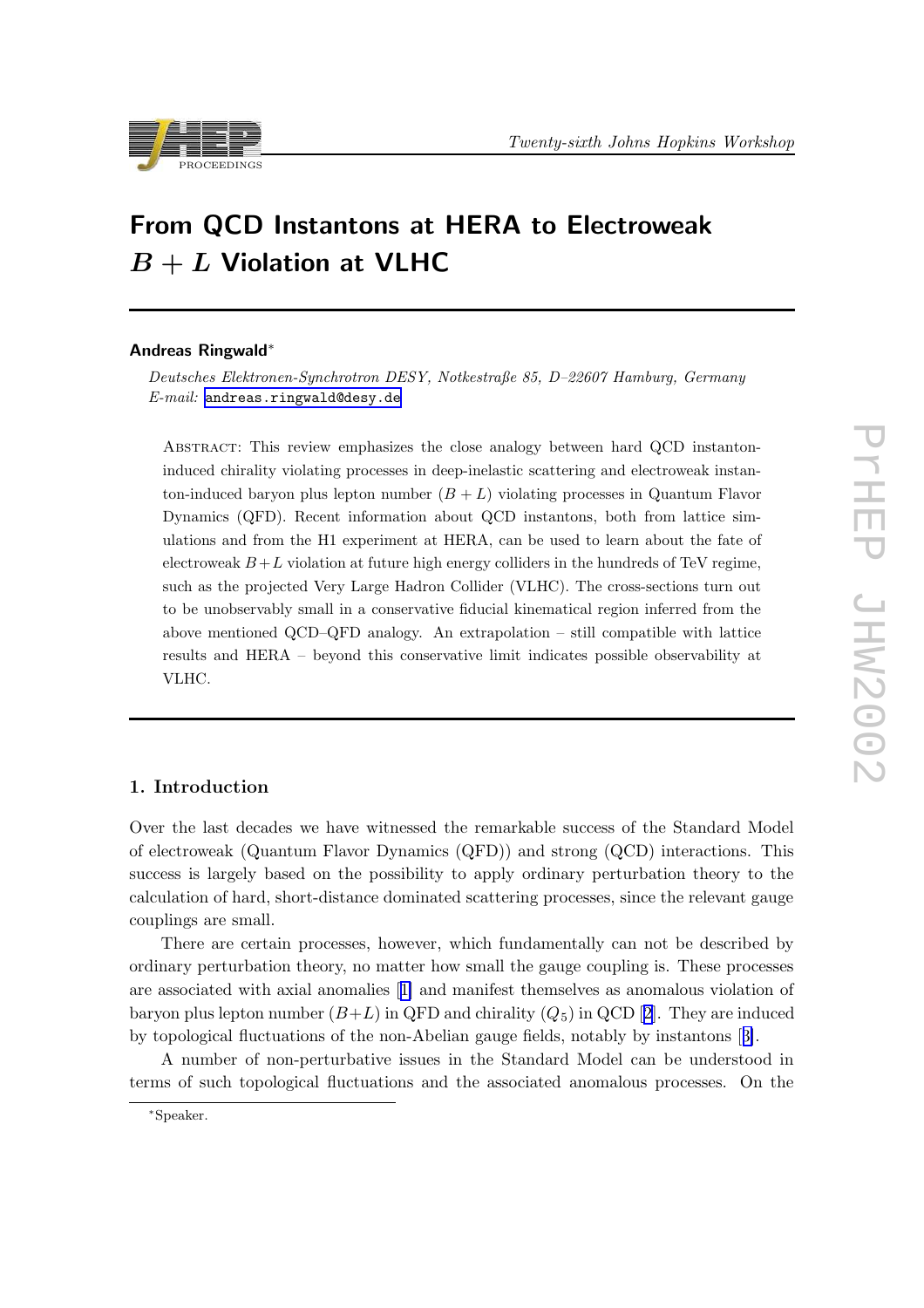# From QCD Instantons at HERA to Electroweak $B + L$ Violation at VLHC

**Andreas Ringwald***

*Deutsches Elektronen-Synchrotron DESY, Notkestraße 85, D–22607 Hamburg, Germany*
*E-mail:* andreas.ringwald@desy.de

Abstract: This review emphasizes the close analogy between hard QCD instanton-induced chirality violating processes in deep-inelastic scattering and electroweak instanton-induced baryon plus lepton number $(B+L)$ violating processes in Quantum Flavor Dynamics (QFD). Recent information about QCD instantons, both from lattice simulations and from the H1 experiment at HERA, can be used to learn about the fate of electroweak $B+L$ violation at future high energy colliders in the hundreds of TeV regime, such as the projected Very Large Hadron Collider (VLHC). The cross-sections turn out to be unobservably small in a conservative fiducial kinematical region inferred from the above mentioned QCD–QFD analogy. An extrapolation – still compatible with lattice results and HERA – beyond this conservative limit indicates possible observability at VLHC.

## 1. Introduction

Over the last decades we have witnessed the remarkable success of the Standard Model of electroweak (Quantum Flavor Dynamics (QFD)) and strong (QCD) interactions. This success is largely based on the possibility to apply ordinary perturbation theory to the calculation of hard, short-distance dominated scattering processes, since the relevant gauge couplings are small.

There are certain processes, however, which fundamentally can not be described by ordinary perturbation theory, no matter how small the gauge coupling is. These processes are associated with axial anomalies [1] and manifest themselves as anomalous violation of baryon plus lepton number $(B+L)$ in QFD and chirality $(Q_5)$ in QCD [2]. They are induced by topological fluctuations of the non-Abelian gauge fields, notably by instantons [3].

A number of non-perturbative issues in the Standard Model can be understood in terms of such topological fluctuations and the associated anomalous processes. On the

*Speaker.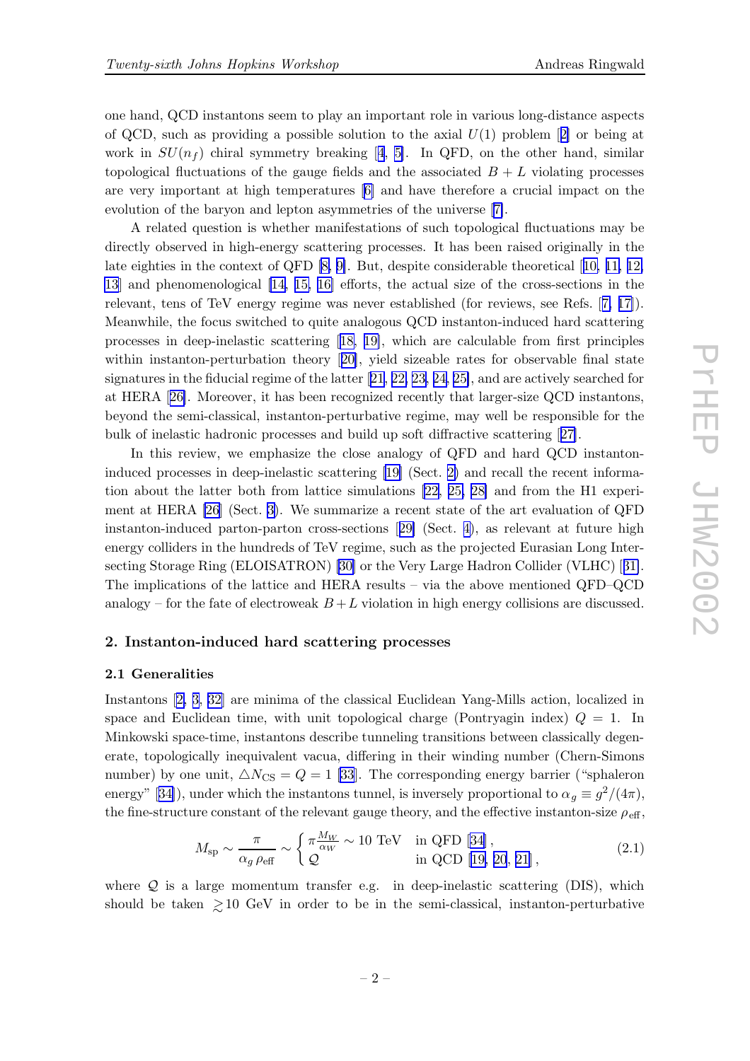one hand, QCD instantons seem to play an important role in various long-distance aspects of QCD, such as providing a possible solution to the axial $U(1)$ problem [2] or being at work in $SU(n_f)$ chiral symmetry breaking [4, 5]. In QFD, on the other hand, similar topological fluctuations of the gauge fields and the associated $B + L$ violating processes are very important at high temperatures [6] and have therefore a crucial impact on the evolution of the baryon and lepton asymmetries of the universe [7].

A related question is whether manifestations of such topological fluctuations may be directly observed in high-energy scattering processes. It has been raised originally in the late eighties in the context of QFD [8, 9]. But, despite considerable theoretical [10, 11, 12, 13] and phenomenological [14, 15, 16] efforts, the actual size of the cross-sections in the relevant, tens of TeV energy regime was never established (for reviews, see Refs. [7, 17]). Meanwhile, the focus switched to quite analogous QCD instanton-induced hard scattering processes in deep-inelastic scattering [18, 19], which are calculable from first principles within instanton-perturbation theory [20], yield sizeable rates for observable final state signatures in the fiducial regime of the latter [21, 22, 23, 24, 25], and are actively searched for at HERA [26]. Moreover, it has been recognized recently that larger-size QCD instantons, beyond the semi-classical, instanton-perturbative regime, may well be responsible for the bulk of inelastic hadronic processes and build up soft diffractive scattering [27].

In this review, we emphasize the close analogy of QFD and hard QCD instanton-induced processes in deep-inelastic scattering [19] (Sect. 2) and recall the recent information about the latter both from lattice simulations [22, 25, 28] and from the H1 experiment at HERA [26] (Sect. 3). We summarize a recent state of the art evaluation of QFD instanton-induced parton-parton cross-sections [29] (Sect. 4), as relevant at future high energy colliders in the hundreds of TeV regime, such as the projected Eurasian Long Intersecting Storage Ring (ELOISATRON) [30] or the Very Large Hadron Collider (VLHC) [31]. The implications of the lattice and HERA results – via the above mentioned QFD–QCD analogy – for the fate of electroweak $B+L$ violation in high energy collisions are discussed.

## 2. Instanton-induced hard scattering processes

### 2.1 Generalities

Instantons [2, 3, 32] are minima of the classical Euclidean Yang-Mills action, localized in space and Euclidean time, with unit topological charge (Pontryagin index) $Q = 1$. In Minkowski space-time, instantons describe tunneling transitions between classically degenerate, topologically inequivalent vacua, differing in their winding number (Chern-Simons number) by one unit, $\triangle N_{\rm CS} = Q = 1$ [33]. The corresponding energy barrier ("sphaleron energy" [34]), under which the instantons tunnel, is inversely proportional to $\alpha_g \equiv g^2/(4\pi)$, the fine-structure constant of the relevant gauge theory, and the effective instanton-size $\rho_{\rm eff}$,

$$M_{\rm sp} \sim \frac{\pi}{\alpha_g\, \rho_{\rm eff}} \sim \begin{cases} \pi \frac{M_W}{\alpha_W} \sim 10 \text{ TeV} & \text{in QFD [34]}\,, \\ \mathcal{Q} & \text{in QCD [19, 20, 21]}\,, \end{cases} \tag{2.1}$$

where $\mathcal{Q}$ is a large momentum transfer e.g. in deep-inelastic scattering (DIS), which should be taken $\gtrsim 10$ GeV in order to be in the semi-classical, instanton-perturbative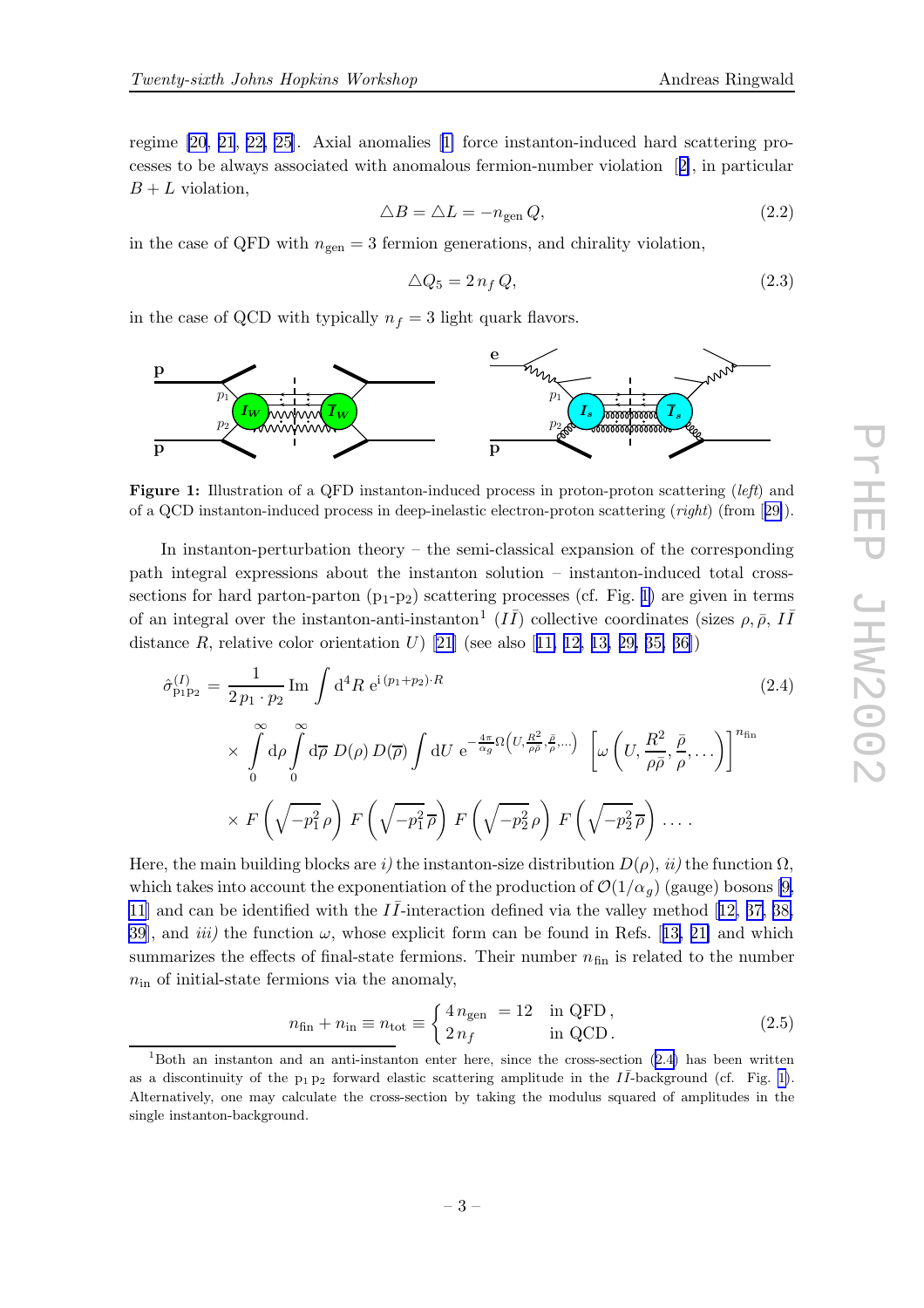regime [20, 21, 22, 25]. Axial anomalies [1] force instanton-induced hard scattering processes to be always associated with anomalous fermion-number violation [2], in particular $B+L$ violation,

$$\triangle B = \triangle L = -n_{\rm gen}\, Q, \tag{2.2}$$

in the case of QFD with $n_{\rm gen} = 3$ fermion generations, and chirality violation,

$$\triangle Q_5 = 2\, n_f\, Q, \tag{2.3}$$

in the case of QCD with typically $n_f = 3$ light quark flavors.

**Figure 1:** Illustration of a QFD instanton-induced process in proton-proton scattering (*left*) and of a QCD instanton-induced process in deep-inelastic electron-proton scattering (*right*) (from [29]).

In instanton-perturbation theory – the semi-classical expansion of the corresponding path integral expressions about the instanton solution – instanton-induced total cross-sections for hard parton-parton ($\mathrm{p}_1$-$\mathrm{p}_2$) scattering processes (cf. Fig. 1) are given in terms of an integral over the instanton-anti-instanton[1] ($I\bar{I}$) collective coordinates (sizes $\rho, \bar\rho$, $I\bar{I}$ distance $R$, relative color orientation $U$) [21] (see also [11, 12, 13, 29, 35, 36])

$$\begin{aligned}
\hat\sigma^{(I)}_{\mathrm{p}_1\mathrm{p}_2} &= \frac{1}{2\,p_1\cdot p_2}\,\mathrm{Im}\int \mathrm{d}^4 R\ \mathrm{e}^{\mathrm{i}\,(p_1+p_2)\cdot R} \qquad (2.4)\\
&\times \int_0^\infty \mathrm{d}\rho \int_0^\infty \mathrm{d}\overline{\rho}\ D(\rho)\, D(\overline{\rho}) \int \mathrm{d}U\ \mathrm{e}^{-\frac{4\pi}{\alpha_g}\Omega\left(U,\frac{R^2}{\rho\bar\rho},\frac{\bar\rho}{\rho},\dots\right)}\ \left[\omega\left(U,\frac{R^2}{\rho\bar\rho},\frac{\bar\rho}{\rho},\dots\right)\right]^{n_{\rm fin}}\\
&\times F\left(\sqrt{-p_1^2}\,\rho\right)\, F\left(\sqrt{-p_1^2}\,\overline{\rho}\right)\, F\left(\sqrt{-p_2^2}\,\rho\right)\, F\left(\sqrt{-p_2^2}\,\overline{\rho}\right)\ \dots\,.
\end{aligned}$$

Here, the main building blocks are *i)* the instanton-size distribution $D(\rho)$, *ii)* the function $\Omega$, which takes into account the exponentiation of the production of $\mathcal{O}(1/\alpha_g)$ (gauge) bosons [9, 11] and can be identified with the $I\bar{I}$-interaction defined via the valley method [12, 37, 38, 39], and *iii)* the function $\omega$, whose explicit form can be found in Refs. [13, 21] and which summarizes the effects of final-state fermions. Their number $n_{\rm fin}$ is related to the number $n_{\rm in}$ of initial-state fermions via the anomaly,

$$n_{\rm fin} + n_{\rm in} \equiv n_{\rm tot} \equiv \begin{cases} 4\,n_{\rm gen} \ = 12 & \text{in QFD}\,,\\ 2\,n_f & \text{in QCD}\,. \end{cases} \tag{2.5}$$

[1] Both an instanton and an anti-instanton enter here, since the cross-section (2.4) has been written as a discontinuity of the $\mathrm{p}_1\,\mathrm{p}_2$ forward elastic scattering amplitude in the $I\bar{I}$-background (cf. Fig. 1). Alternatively, one may calculate the cross-section by taking the modulus squared of amplitudes in the single instanton-background.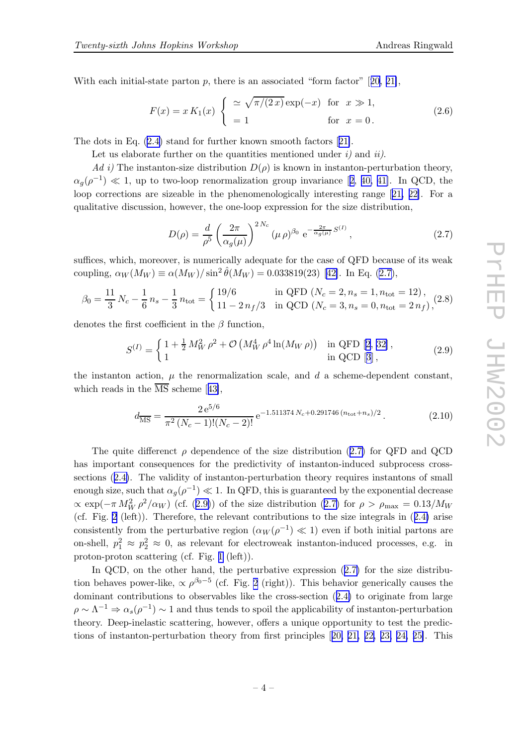With each initial-state parton $p$, there is an associated "form factor" [20, 21],

$$F(x) = x\,K_1(x)\;\begin{cases} \simeq \sqrt{\pi/(2\,x)}\,\exp(-x) & \text{for} \quad x \gg 1,\\ = 1 & \text{for} \quad x = 0\,. \end{cases} \tag{2.6}$$

The dots in Eq. (2.4) stand for further known smooth factors [21].

Let us elaborate further on the quantities mentioned under *i)* and *ii)*.

*Ad i)* The instanton-size distribution $D(\rho)$ is known in instanton-perturbation theory, $\alpha_g(\rho^{-1}) \ll 1$, up to two-loop renormalization group invariance [2, 40, 41]. In QCD, the loop corrections are sizeable in the phenomenologically interesting range [21, 22]. For a qualitative discussion, however, the one-loop expression for the size distribution,

$$D(\rho) = \frac{d}{\rho^5}\left(\frac{2\pi}{\alpha_g(\mu)}\right)^{2\,N_c} (\mu\,\rho)^{\beta_0}\;\mathrm{e}^{-\frac{2\pi}{\alpha_g(\mu)}\,S^{(I)}}\,, \tag{2.7}$$

suffices, which, moreover, is numerically adequate for the case of QFD because of its weak coupling, $\alpha_W(M_W) \equiv \alpha(M_W)/\sin^2\hat\theta(M_W) = 0.033819(23)$ [42]. In Eq. (2.7),

$$\beta_0 = \frac{11}{3}\,N_c - \frac{1}{6}\,n_s - \frac{1}{3}\,n_{\rm tot} = \begin{cases} 19/6 & \text{in QFD } (N_c=2, n_s=1, n_{\rm tot}=12)\,,\\ 11-2\,n_f/3 & \text{in QCD } (N_c=3, n_s=0, n_{\rm tot}=2\,n_f)\,, \end{cases} \tag{2.8}$$

denotes the first coefficient in the $\beta$ function,

$$S^{(I)} = \begin{cases} 1 + \frac{1}{2}\,M_W^2\,\rho^2 + \mathcal{O}\left(M_W^4\,\rho^4 \ln(M_W\,\rho)\right) & \text{in QFD [2, 32]}\,,\\ 1 & \text{in QCD [3]}\,, \end{cases} \tag{2.9}$$

the instanton action, $\mu$ the renormalization scale, and $d$ a scheme-dependent constant, which reads in the $\overline{\rm MS}$ scheme [43],

$$d_{\overline{\rm MS}} = \frac{2\,\mathrm{e}^{5/6}}{\pi^2\,(N_c-1)!(N_c-2)!}\,\mathrm{e}^{-1.511374\,N_c + 0.291746\,(n_{\rm tot}+n_s)/2}\,. \tag{2.10}$$

The quite differenct $\rho$ dependence of the size distribution (2.7) for QFD and QCD has important consequences for the predictivity of instanton-induced subprocess cross-sections (2.4). The validity of instanton-perturbation theory requires instantons of small enough size, such that $\alpha_g(\rho^{-1}) \ll 1$. In QFD, this is guaranteed by the exponential decrease $\propto \exp(-\pi\,M_W^2\,\rho^2/\alpha_W)$ (cf. (2.9)) of the size distribution (2.7) for $\rho > \rho_{\rm max} = 0.13/M_W$ (cf. Fig. 2 (left)). Therefore, the relevant contributions to the size integrals in (2.4) arise consistently from the perturbative region ($\alpha_W(\rho^{-1}) \ll 1$) even if both initial partons are on-shell, $p_1^2 \approx p_2^2 \approx 0$, as relevant for electroweak instanton-induced processes, e.g. in proton-proton scattering (cf. Fig. 1 (left)).

In QCD, on the other hand, the perturbative expression (2.7) for the size distribution behaves power-like, $\propto \rho^{\beta_0-5}$ (cf. Fig. 2 (right)). This behavior generically causes the dominant contributions to observables like the cross-section (2.4) to originate from large $\rho \sim \Lambda^{-1} \Rightarrow \alpha_s(\rho^{-1}) \sim 1$ and thus tends to spoil the applicability of instanton-perturbation theory. Deep-inelastic scattering, however, offers a unique opportunity to test the predictions of instanton-perturbation theory from first principles [20, 21, 22, 23, 24, 25]. This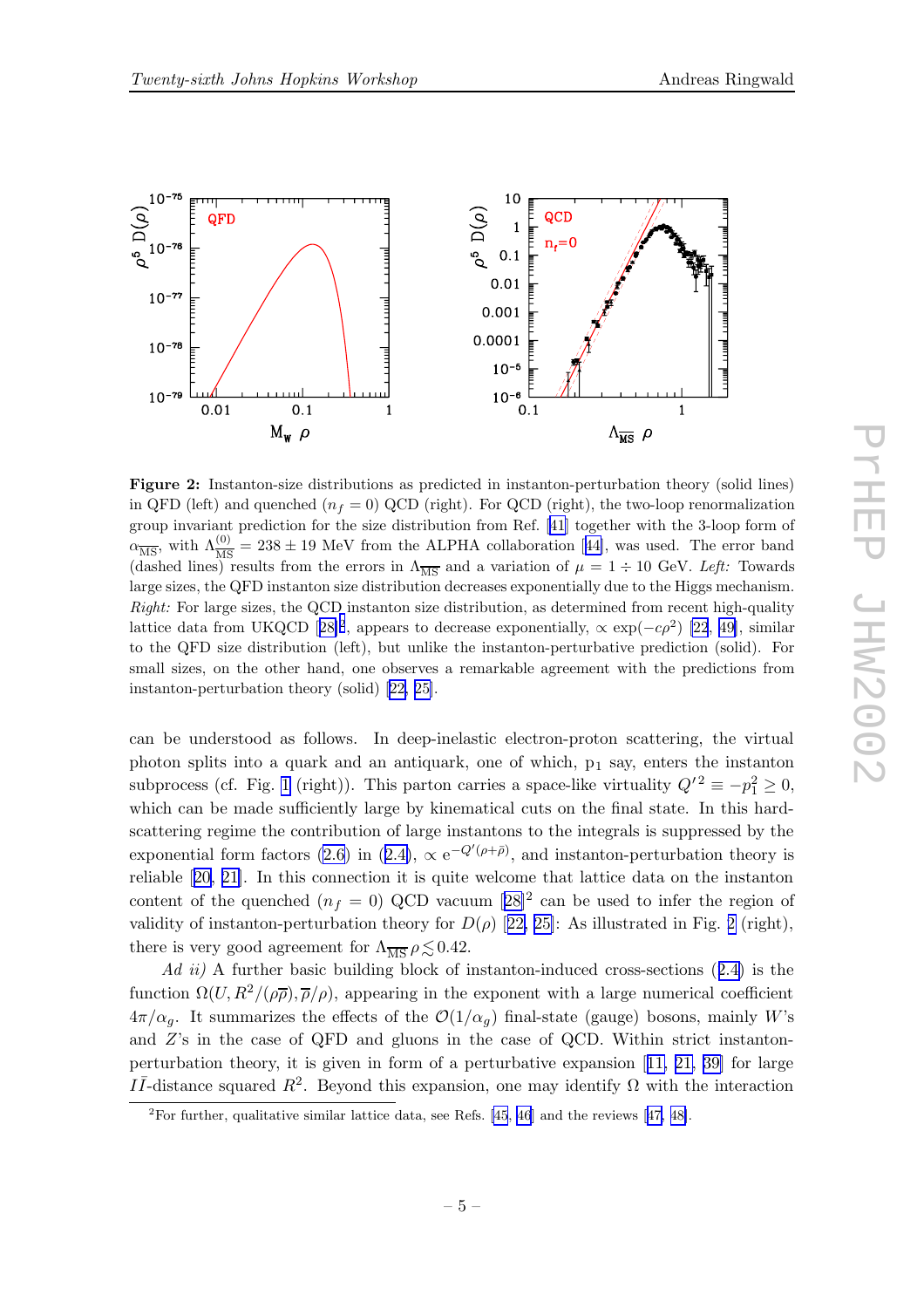**Figure 2:** Instanton-size distributions as predicted in instanton-perturbation theory (solid lines) in QFD (left) and quenched ($n_f = 0$) QCD (right). For QCD (right), the two-loop renormalization group invariant prediction for the size distribution from Ref. [41] together with the 3-loop form of $\alpha_{\overline{\rm MS}}$, with $\Lambda^{(0)}_{\overline{\rm MS}} = 238 \pm 19$ MeV from the ALPHA collaboration [44], was used. The error band (dashed lines) results from the errors in $\Lambda_{\overline{\rm MS}}$ and a variation of $\mu = 1 \div 10$ GeV. *Left:* Towards large sizes, the QFD instanton size distribution decreases exponentially due to the Higgs mechanism. *Right:* For large sizes, the QCD instanton size distribution, as determined from recent high-quality lattice data from UKQCD [28][2], appears to decrease exponentially, $\propto \exp(-c\rho^2)$ [22, 49], similar to the QFD size distribution (left), but unlike the instanton-perturbative prediction (solid). For small sizes, on the other hand, one observes a remarkable agreement with the predictions from instanton-perturbation theory (solid) [22, 25].

can be understood as follows. In deep-inelastic electron-proton scattering, the virtual photon splits into a quark and an antiquark, one of which, $\text{p}_1$ say, enters the instanton subprocess (cf. Fig. 1 (right)). This parton carries a space-like virtuality $Q'^2 \equiv -p_1^2 \geq 0$, which can be made sufficiently large by kinematical cuts on the final state. In this hard-scattering regime the contribution of large instantons to the integrals is suppressed by the exponential form factors (2.6) in (2.4), $\propto \text{e}^{-Q'(\rho+\bar\rho)}$, and instanton-perturbation theory is reliable [20, 21]. In this connection it is quite welcome that lattice data on the instanton content of the quenched ($n_f = 0$) QCD vacuum [28][2] can be used to infer the region of validity of instanton-perturbation theory for $D(\rho)$ [22, 25]: As illustrated in Fig. 2 (right), there is very good agreement for $\Lambda_{\overline{\rm MS}}\,\rho \lesssim 0.42$.

*Ad ii)* A further basic building block of instanton-induced cross-sections (2.4) is the function $\Omega(U, R^2/(\rho\bar\rho), \bar\rho/\rho)$, appearing in the exponent with a large numerical coefficient $4\pi/\alpha_g$. It summarizes the effects of the $\mathcal{O}(1/\alpha_g)$ final-state (gauge) bosons, mainly $W$'s and $Z$'s in the case of QFD and gluons in the case of QCD. Within strict instanton-perturbation theory, it is given in form of a perturbative expansion [11, 21, 39] for large $I\bar I$-distance squared $R^2$. Beyond this expansion, one may identify $\Omega$ with the interaction

[2] For further, qualitative similar lattice data, see Refs. [45, 46] and the reviews [47, 48].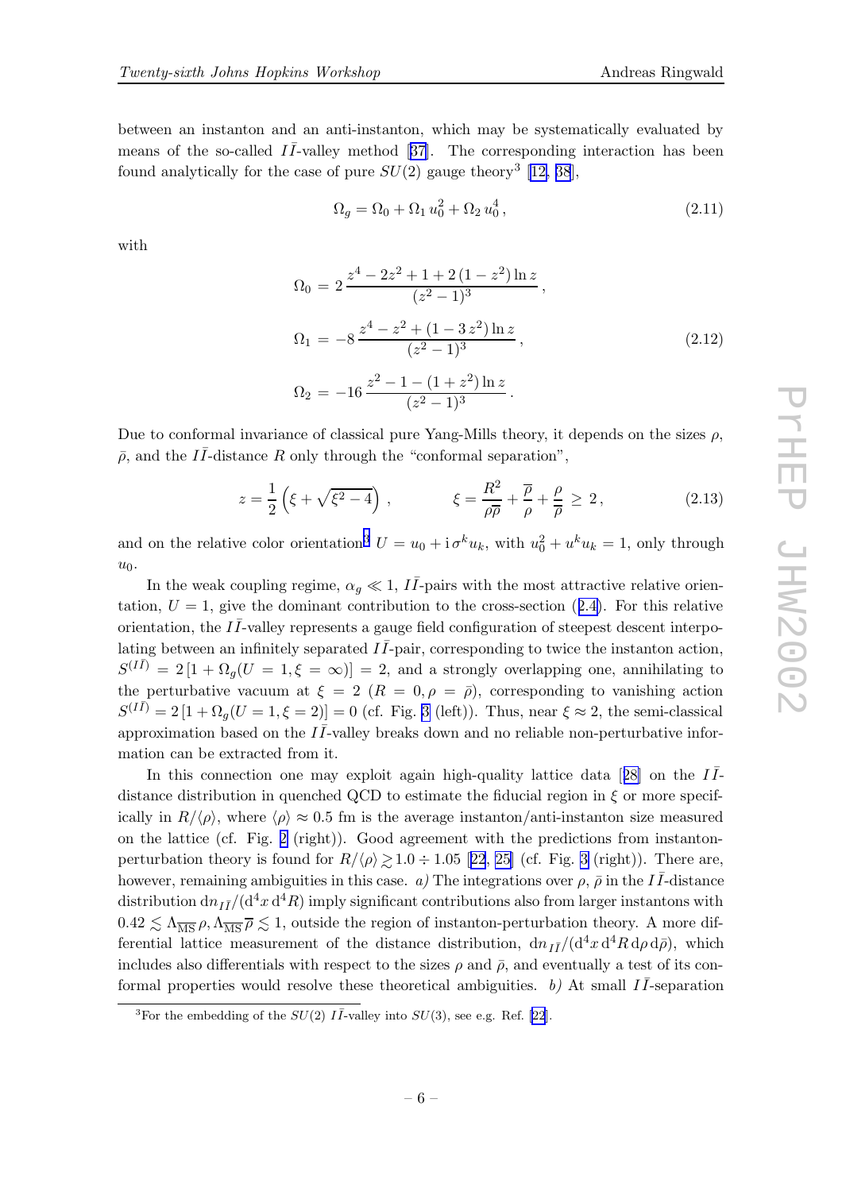between an instanton and an anti-instanton, which may be systematically evaluated by means of the so-called $I\bar{I}$-valley method [37]. The corresponding interaction has been found analytically for the case of pure $SU(2)$ gauge theory[3] [12, 38],

$$\Omega_g = \Omega_0 + \Omega_1\, u_0^2 + \Omega_2\, u_0^4\,, \tag{2.11}$$

with

$$\begin{aligned}
\Omega_0 &= 2\,\frac{z^4 - 2z^2 + 1 + 2\,(1-z^2)\ln z}{(z^2-1)^3}\,, \\
\Omega_1 &= -8\,\frac{z^4 - z^2 + (1-3\,z^2)\ln z}{(z^2-1)^3}\,, \\
\Omega_2 &= -16\,\frac{z^2 - 1 - (1+z^2)\ln z}{(z^2-1)^3}\,.
\end{aligned} \tag{2.12}$$

Due to conformal invariance of classical pure Yang-Mills theory, it depends on the sizes $\rho$, $\bar{\rho}$, and the $I\bar{I}$-distance $R$ only through the "conformal separation",

$$z = \frac{1}{2}\left(\xi + \sqrt{\xi^2 - 4}\right)\,, \qquad \xi = \frac{R^2}{\rho\bar{\rho}} + \frac{\bar{\rho}}{\rho} + \frac{\rho}{\bar{\rho}} \geq 2\,, \tag{2.13}$$

and on the relative color orientation[3] $U = u_0 + \mathrm{i}\,\sigma^k u_k$, with $u_0^2 + u^k u_k = 1$, only through $u_0$.

In the weak coupling regime, $\alpha_g \ll 1$, $I\bar{I}$-pairs with the most attractive relative orientation, $U = 1$, give the dominant contribution to the cross-section (2.4). For this relative orientation, the $I\bar{I}$-valley represents a gauge field configuration of steepest descent interpolating between an infinitely separated $I\bar{I}$-pair, corresponding to twice the instanton action, $S^{(I\bar{I})} = 2\,[1 + \Omega_g(U=1, \xi=\infty)] = 2$, and a strongly overlapping one, annihilating to the perturbative vacuum at $\xi = 2$ $(R = 0, \rho = \bar{\rho})$, corresponding to vanishing action $S^{(I\bar{I})} = 2\,[1 + \Omega_g(U=1, \xi=2)] = 0$ (cf. Fig. 3 (left)). Thus, near $\xi \approx 2$, the semi-classical approximation based on the $I\bar{I}$-valley breaks down and no reliable non-perturbative information can be extracted from it.

In this connection one may exploit again high-quality lattice data [28] on the $I\bar{I}$-distance distribution in quenched QCD to estimate the fiducial region in $\xi$ or more specifically in $R/\langle\rho\rangle$, where $\langle\rho\rangle \approx 0.5$ fm is the average instanton/anti-instanton size measured on the lattice (cf. Fig. 2 (right)). Good agreement with the predictions from instanton-perturbation theory is found for $R/\langle\rho\rangle \gtrsim 1.0 \div 1.05$ [22, 25] (cf. Fig. 3 (right)). There are, however, remaining ambiguities in this case. *a)* The integrations over $\rho$, $\bar{\rho}$ in the $I\bar{I}$-distance distribution $\mathrm{d}n_{I\bar{I}}/(\mathrm{d}^4x\,\mathrm{d}^4R)$ imply significant contributions also from larger instantons with $0.42 \lesssim \Lambda_{\overline{\rm MS}}\,\rho, \Lambda_{\overline{\rm MS}}\,\overline{\rho} \lesssim 1$, outside the region of instanton-perturbation theory. A more differential lattice measurement of the distance distribution, $\mathrm{d}n_{I\bar{I}}/(\mathrm{d}^4x\,\mathrm{d}^4R\,\mathrm{d}\rho\,\mathrm{d}\bar{\rho})$, which includes also differentials with respect to the sizes $\rho$ and $\bar{\rho}$, and eventually a test of its conformal properties would resolve these theoretical ambiguities. *b)* At small $I\bar{I}$-separation

[3] For the embedding of the $SU(2)$ $I\bar{I}$-valley into $SU(3)$, see e.g. Ref. [22].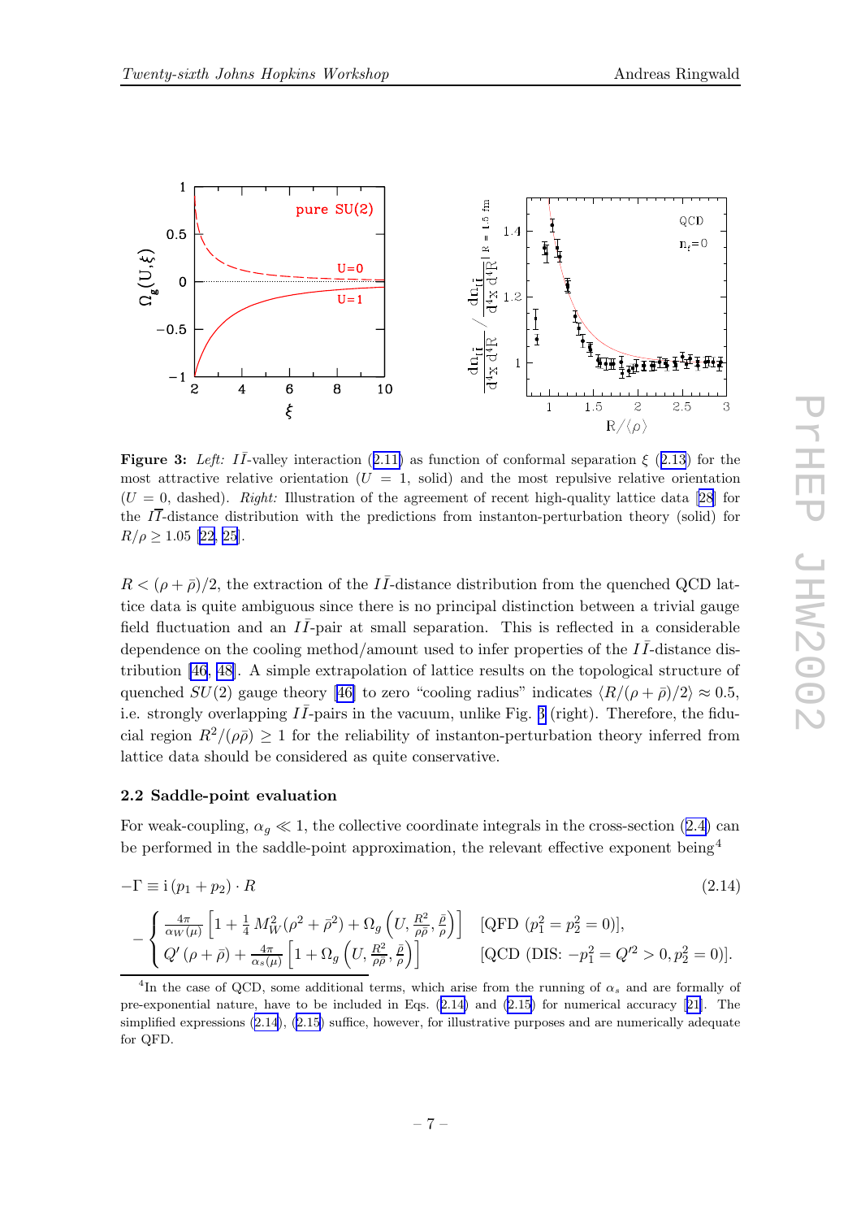**Figure 3:** *Left:* $I\bar{I}$-valley interaction (2.11) as function of conformal separation $\xi$ (2.13) for the most attractive relative orientation ($U = 1$, solid) and the most repulsive relative orientation ($U = 0$, dashed). *Right:* Illustration of the agreement of recent high-quality lattice data [28] for the $I\bar{I}$-distance distribution with the predictions from instanton-perturbation theory (solid) for $R/\rho \geq 1.05$ [22, 25].

$R < (\rho + \bar{\rho})/2$, the extraction of the $I\bar{I}$-distance distribution from the quenched QCD lattice data is quite ambiguous since there is no principal distinction between a trivial gauge field fluctuation and an $I\bar{I}$-pair at small separation. This is reflected in a considerable dependence on the cooling method/amount used to infer properties of the $I\bar{I}$-distance distribution [46, 48]. A simple extrapolation of lattice results on the topological structure of quenched $SU(2)$ gauge theory [46] to zero "cooling radius" indicates $\langle R/(\rho + \bar{\rho})/2 \rangle \approx 0.5$, i.e. strongly overlapping $I\bar{I}$-pairs in the vacuum, unlike Fig. 3 (right). Therefore, the fiducial region $R^2/(\rho\bar{\rho}) \geq 1$ for the reliability of instanton-perturbation theory inferred from lattice data should be considered as quite conservative.

### 2.2 Saddle-point evaluation

For weak-coupling, $\alpha_g \ll 1$, the collective coordinate integrals in the cross-section (2.4) can be performed in the saddle-point approximation, the relevant effective exponent being[4]

$$
\begin{aligned}
-\Gamma &\equiv \mathrm{i}\,(p_1 + p_2) \cdot R \\
&- \begin{cases} \frac{4\pi}{\alpha_W(\mu)} \left[ 1 + \frac{1}{4}\, M_W^2 (\rho^2 + \bar{\rho}^2) + \Omega_g \left( U, \frac{R^2}{\rho\bar{\rho}}, \frac{\bar{\rho}}{\rho} \right) \right] & [\text{QFD } (p_1^2 = p_2^2 = 0)], \\ Q' (\rho + \bar{\rho}) + \frac{4\pi}{\alpha_s(\mu)} \left[ 1 + \Omega_g \left( U, \frac{R^2}{\rho\bar{\rho}}, \frac{\bar{\rho}}{\rho} \right) \right] & [\text{QCD (DIS: } -p_1^2 = Q'^2 > 0, p_2^2 = 0)]. \end{cases}
\end{aligned}
\tag{2.14}
$$

[4] In the case of QCD, some additional terms, which arise from the running of $\alpha_s$ and are formally of pre-exponential nature, have to be included in Eqs. (2.14) and (2.15) for numerical accuracy [21]. The simplified expressions (2.14), (2.15) suffice, however, for illustrative purposes and are numerically adequate for QFD.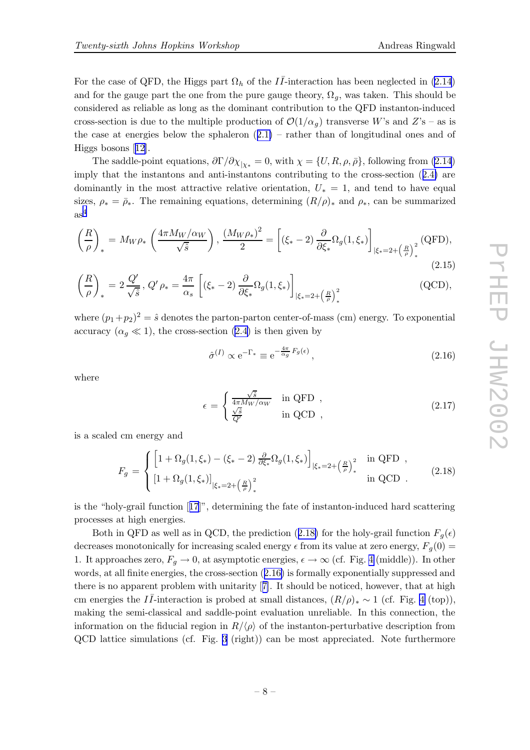For the case of QFD, the Higgs part $\Omega_h$ of the $I\bar{I}$-interaction has been neglected in (2.14) and for the gauge part the one from the pure gauge theory, $\Omega_g$, was taken. This should be considered as reliable as long as the dominant contribution to the QFD instanton-induced cross-section is due to the multiple production of $\mathcal{O}(1/\alpha_g)$ transverse $W$'s and $Z$'s – as is the case at energies below the sphaleron (2.1) – rather than of longitudinal ones and of Higgs bosons [12].

The saddle-point equations, $\partial\Gamma/\partial\chi_{|\chi_*} = 0$, with $\chi = \{U, R, \rho, \bar{\rho}\}$, following from (2.14) imply that the instantons and anti-instantons contributing to the cross-section (2.4) are dominantly in the most attractive relative orientation, $U_* = 1$, and tend to have equal sizes, $\rho_* = \bar{\rho}_*$. The remaining equations, determining $(R/\rho)_*$ and $\rho_*$, can be summarized as[4]

$$\left(\frac{R}{\rho}\right)_* = M_W\rho_* \left(\frac{4\pi M_W/\alpha_W}{\sqrt{\hat{s}}}\right),\ \frac{(M_W\rho_*)^2}{2} = \left[(\xi_* - 2)\,\frac{\partial}{\partial \xi_*}\Omega_g(1,\xi_*)\right]_{|\xi_*=2+\left(\frac{R}{\rho}\right)_*^2} \text{(QFD)}, \tag{2.15}$$

$$\left(\frac{R}{\rho}\right)_* = 2\,\frac{Q'}{\sqrt{\hat{s}}},\ Q'\,\rho_* = \frac{4\pi}{\alpha_s}\left[(\xi_* - 2)\,\frac{\partial}{\partial \xi_*}\Omega_g(1,\xi_*)\right]_{|\xi_*=2+\left(\frac{R}{\rho}\right)_*^2} \quad \text{(QCD)},$$

where $(p_1+p_2)^2 = \hat{s}$ denotes the parton-parton center-of-mass (cm) energy. To exponential accuracy ($\alpha_g \ll 1$), the cross-section (2.4) is then given by

$$\hat{\sigma}^{(I)} \propto \mathrm{e}^{-\Gamma_*} \equiv \mathrm{e}^{-\frac{4\pi}{\alpha_g}F_g(\epsilon)}\,, \tag{2.16}$$

where

$$\epsilon = \begin{cases} \frac{\sqrt{\hat{s}}}{4\pi M_W/\alpha_W} & \text{in QFD}\ , \\ \frac{\sqrt{\hat{s}}}{Q'} & \text{in QCD}\ , \end{cases} \tag{2.17}$$

is a scaled cm energy and

$$F_g = \begin{cases} \left[1 + \Omega_g(1,\xi_*) - (\xi_* - 2)\,\frac{\partial}{\partial\xi_*}\Omega_g(1,\xi_*)\right]_{|\xi_*=2+\left(\frac{R}{\rho}\right)_*^2} & \text{in QFD}\ , \\ \left[1 + \Omega_g(1,\xi_*)\right]_{|\xi_*=2+\left(\frac{R}{\rho}\right)_*^2} & \text{in QCD}\ . \end{cases} \tag{2.18}$$

is the "holy-grail function [17]", determining the fate of instanton-induced hard scattering processes at high energies.

Both in QFD as well as in QCD, the prediction (2.18) for the holy-grail function $F_g(\epsilon)$ decreases monotonically for increasing scaled energy $\epsilon$ from its value at zero energy, $F_g(0) = 1$. It approaches zero, $F_g \to 0$, at asymptotic energies, $\epsilon \to \infty$ (cf. Fig. 4 (middle)). In other words, at all finite energies, the cross-section (2.16) is formally exponentially suppressed and there is no apparent problem with unitarity [7]. It should be noticed, however, that at high cm energies the $I\bar{I}$-interaction is probed at small distances, $(R/\rho)_* \sim 1$ (cf. Fig. 4 (top)), making the semi-classical and saddle-point evaluation unreliable. In this connection, the information on the fiducial region in $R/\langle\rho\rangle$ of the instanton-perturbative description from QCD lattice simulations (cf. Fig. 3 (right)) can be most appreciated. Note furthermore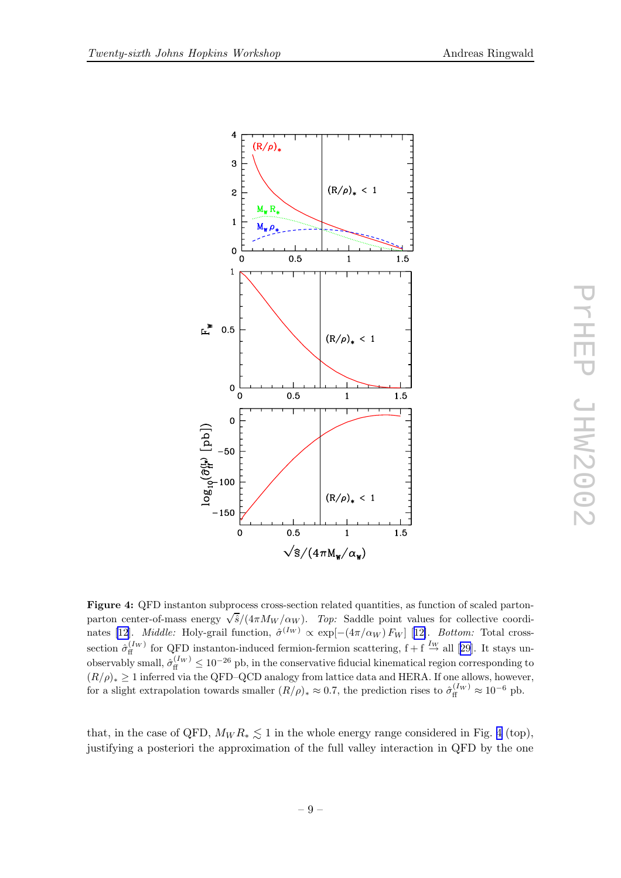**Figure 4:** QFD instanton subprocess cross-section related quantities, as function of scaled parton-parton center-of-mass energy $\sqrt{\hat{s}}/(4\pi M_W/\alpha_W)$. *Top:* Saddle point values for collective coordinates [12]. *Middle:* Holy-grail function, $\hat{\sigma}^{(I_W)} \propto \exp[-(4\pi/\alpha_W)\, F_W]$ [12]. *Bottom:* Total cross-section $\hat{\sigma}_{\rm ff}^{(I_W)}$ for QFD instanton-induced fermion-fermion scattering, $\mathrm{f} + \mathrm{f} \xrightarrow{I_W} \mathrm{all}$ [29]. It stays unobservably small, $\hat{\sigma}_{\rm ff}^{(I_W)} \leq 10^{-26}$ pb, in the conservative fiducial kinematical region corresponding to $(R/\rho)_* \geq 1$ inferred via the QFD–QCD analogy from lattice data and HERA. If one allows, however, for a slight extrapolation towards smaller $(R/\rho)_* \approx 0.7$, the prediction rises to $\hat{\sigma}_{\rm ff}^{(I_W)} \approx 10^{-6}$ pb.

that, in the case of QFD, $M_W R_* \lesssim 1$ in the whole energy range considered in Fig. 4 (top), justifying a posteriori the approximation of the full valley interaction in QFD by the one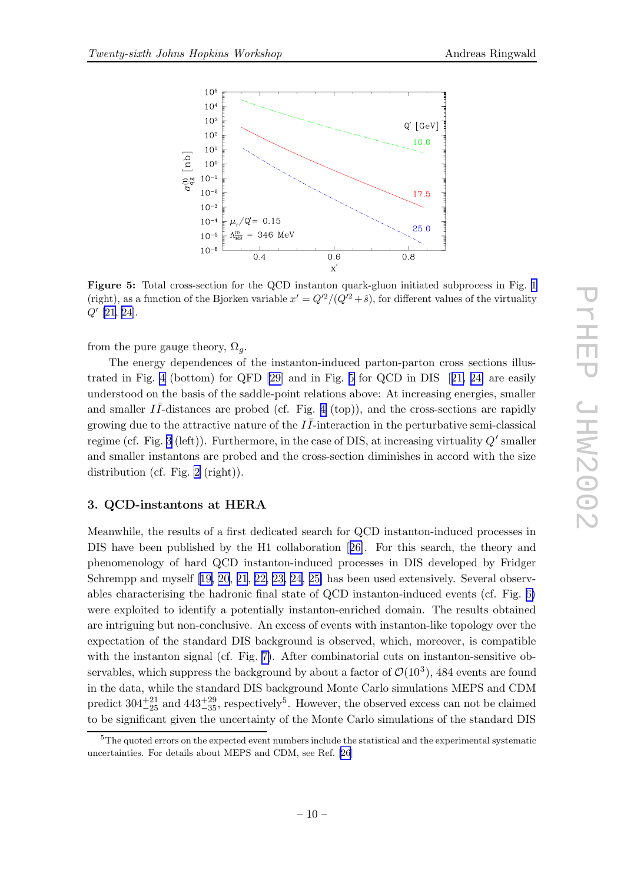**Figure 5:** Total cross-section for the QCD instanton quark-gluon initiated subprocess in Fig. 1 (right), as a function of the Bjorken variable $x' = Q'^2/(Q'^2 + \hat{s})$, for different values of the virtuality $Q'$ [21, 24].

from the pure gauge theory, $\Omega_g$.

The energy dependences of the instanton-induced parton-parton cross sections illustrated in Fig. 4 (bottom) for QFD [29] and in Fig. 5 for QCD in DIS [21, 24] are easily understood on the basis of the saddle-point relations above: At increasing energies, smaller and smaller $I\bar{I}$-distances are probed (cf. Fig. 4 (top)), and the cross-sections are rapidly growing due to the attractive nature of the $I\bar{I}$-interaction in the perturbative semi-classical regime (cf. Fig. 3 (left)). Furthermore, in the case of DIS, at increasing virtuality $Q'$ smaller and smaller instantons are probed and the cross-section diminishes in accord with the size distribution (cf. Fig. 2 (right)).

## 3. QCD-instantons at HERA

Meanwhile, the results of a first dedicated search for QCD instanton-induced processes in DIS have been published by the H1 collaboration [26]. For this search, the theory and phenomenology of hard QCD instanton-induced processes in DIS developed by Fridger Schrempp and myself [19, 20, 21, 22, 23, 24, 25] has been used extensively. Several observables characterising the hadronic final state of QCD instanton-induced events (cf. Fig. 6) were exploited to identify a potentially instanton-enriched domain. The results obtained are intriguing but non-conclusive. An excess of events with instanton-like topology over the expectation of the standard DIS background is observed, which, moreover, is compatible with the instanton signal (cf. Fig. 7). After combinatorial cuts on instanton-sensitive observables, which suppress the background by about a factor of $\mathcal{O}(10^3)$, 484 events are found in the data, while the standard DIS background Monte Carlo simulations MEPS and CDM predict $304^{+21}_{-25}$ and $443^{+29}_{-35}$, respectively[5]. However, the observed excess can not be claimed to be significant given the uncertainty of the Monte Carlo simulations of the standard DIS

[5]The quoted errors on the expected event numbers include the statistical and the experimental systematic uncertainties. For details about MEPS and CDM, see Ref. [26]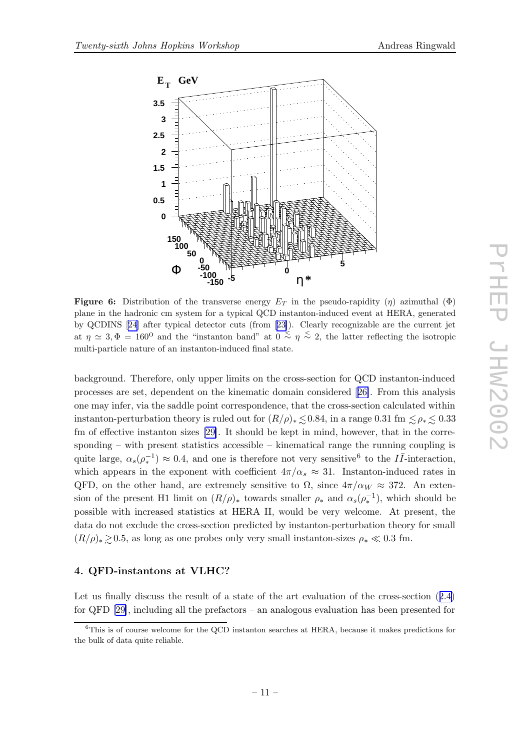**Figure 6:** Distribution of the transverse energy $E_T$ in the pseudo-rapidity ($\eta$) azimuthal ($\Phi$) plane in the hadronic cm system for a typical QCD instanton-induced event at HERA, generated by QCDINS [24] after typical detector cuts (from [23]). Clearly recognizable are the current jet at $\eta \simeq 3, \Phi = 160^{\rm o}$ and the "instanton band" at $0 \lesssim \eta \lesssim 2$, the latter reflecting the isotropic multi-particle nature of an instanton-induced final state.

background. Therefore, only upper limits on the cross-section for QCD instanton-induced processes are set, dependent on the kinematic domain considered [26]. From this analysis one may infer, via the saddle point correspondence, that the cross-section calculated within instanton-perturbation theory is ruled out for $(R/\rho)_* \lesssim 0.84$, in a range $0.31$ fm $\lesssim \rho_* \lesssim 0.33$ fm of effective instanton sizes [29]. It should be kept in mind, however, that in the corresponding – with present statistics accessible – kinematical range the running coupling is quite large, $\alpha_s(\rho_*^{-1}) \approx 0.4$, and one is therefore not very sensitive[6] to the $I\bar{I}$-interaction, which appears in the exponent with coefficient $4\pi/\alpha_s \approx 31$. Instanton-induced rates in QFD, on the other hand, are extremely sensitive to $\Omega$, since $4\pi/\alpha_W \approx 372$. An extension of the present H1 limit on $(R/\rho)_*$ towards smaller $\rho_*$ and $\alpha_s(\rho_*^{-1})$, which should be possible with increased statistics at HERA II, would be very welcome. At present, the data do not exclude the cross-section predicted by instanton-perturbation theory for small $(R/\rho)_* \gtrsim 0.5$, as long as one probes only very small instanton-sizes $\rho_* \ll 0.3$ fm.

## 4. QFD-instantons at VLHC?

Let us finally discuss the result of a state of the art evaluation of the cross-section (2.4) for QFD [29], including all the prefactors – an analogous evaluation has been presented for

[6] This is of course welcome for the QCD instanton searches at HERA, because it makes predictions for the bulk of data quite reliable.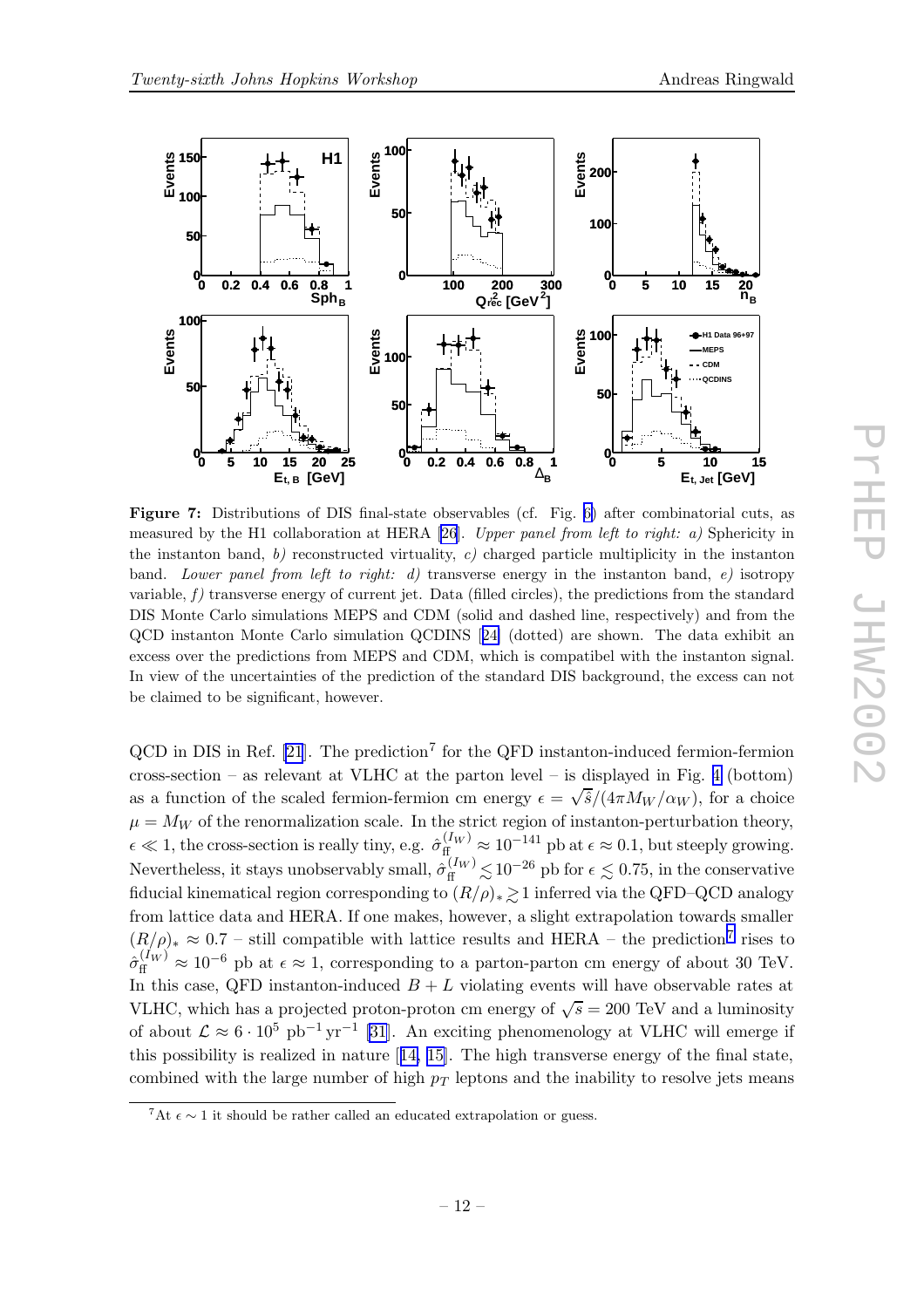**Figure 7:** Distributions of DIS final-state observables (cf. Fig. 6) after combinatorial cuts, as measured by the H1 collaboration at HERA [26]. *Upper panel from left to right: a)* Sphericity in the instanton band, *b)* reconstructed virtuality, *c)* charged particle multiplicity in the instanton band. *Lower panel from left to right: d)* transverse energy in the instanton band, *e)* isotropy variable, *f)* transverse energy of current jet. Data (filled circles), the predictions from the standard DIS Monte Carlo simulations MEPS and CDM (solid and dashed line, respectively) and from the QCD instanton Monte Carlo simulation QCDINS [24] (dotted) are shown. The data exhibit an excess over the predictions from MEPS and CDM, which is compatibel with the instanton signal. In view of the uncertainties of the prediction of the standard DIS background, the excess can not be claimed to be significant, however.

QCD in DIS in Ref. [21]. The prediction[7] for the QFD instanton-induced fermion-fermion cross-section – as relevant at VLHC at the parton level – is displayed in Fig. 4 (bottom) as a function of the scaled fermion-fermion cm energy $\epsilon = \sqrt{\hat{s}}/(4\pi M_W/\alpha_W)$, for a choice $\mu = M_W$ of the renormalization scale. In the strict region of instanton-perturbation theory, $\epsilon \ll 1$, the cross-section is really tiny, e.g. $\hat{\sigma}_{\rm ff}^{(I_W)} \approx 10^{-141}$ pb at $\epsilon \approx 0.1$, but steeply growing. Nevertheless, it stays unobservably small, $\hat{\sigma}_{\rm ff}^{(I_W)} \lesssim 10^{-26}$ pb for $\epsilon \lesssim 0.75$, in the conservative fiducial kinematical region corresponding to $(R/\rho)_* \gtrsim 1$ inferred via the QFD–QCD analogy from lattice data and HERA. If one makes, however, a slight extrapolation towards smaller $(R/\rho)_* \approx 0.7$ – still compatible with lattice results and HERA – the prediction[7] rises to $\hat{\sigma}_{\rm ff}^{(I_W)} \approx 10^{-6}$ pb at $\epsilon \approx 1$, corresponding to a parton-parton cm energy of about 30 TeV. In this case, QFD instanton-induced $B + L$ violating events will have observable rates at VLHC, which has a projected proton-proton cm energy of $\sqrt{s} = 200$ TeV and a luminosity of $\mathcal{L} \approx 6 \cdot 10^5$ pb$^{-1}$ yr$^{-1}$ [31]. An exciting phenomenology at VLHC will emerge if this possibility is realized in nature [14, 15]. The high transverse energy of the final state, combined with the large number of high $p_T$ leptons and the inability to resolve jets means

[7] At $\epsilon \sim 1$ it should be rather called an educated extrapolation or guess.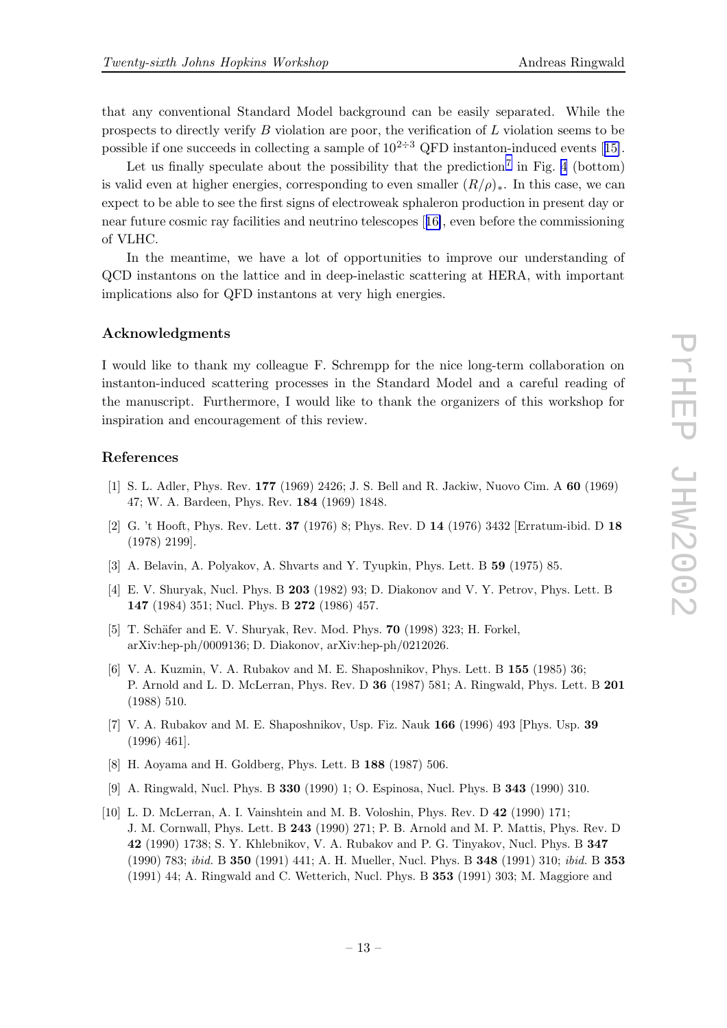that any conventional Standard Model background can be easily separated. While the prospects to directly verify $B$ violation are poor, the verification of $L$ violation seems to be possible if one succeeds in collecting a sample of $10^{2\div 3}$ QFD instanton-induced events [15].

Let us finally speculate about the possibility that the prediction[7] in Fig. 4 (bottom) is valid even at higher energies, corresponding to even smaller $(R/\rho)_*$. In this case, we can expect to be able to see the first signs of electroweak sphaleron production in present day or near future cosmic ray facilities and neutrino telescopes [16], even before the commissioning of VLHC.

In the meantime, we have a lot of opportunities to improve our understanding of QCD instantons on the lattice and in deep-inelastic scattering at HERA, with important implications also for QFD instantons at very high energies.

## Acknowledgments

I would like to thank my colleague F. Schrempp for the nice long-term collaboration on instanton-induced scattering processes in the Standard Model and a careful reading of the manuscript. Furthermore, I would like to thank the organizers of this workshop for inspiration and encouragement of this review.

## References

[1] S. L. Adler, Phys. Rev. **177** (1969) 2426; J. S. Bell and R. Jackiw, Nuovo Cim. A **60** (1969) 47; W. A. Bardeen, Phys. Rev. **184** (1969) 1848.

[2] G. 't Hooft, Phys. Rev. Lett. **37** (1976) 8; Phys. Rev. D **14** (1976) 3432 [Erratum-ibid. D **18** (1978) 2199].

[3] A. Belavin, A. Polyakov, A. Shvarts and Y. Tyupkin, Phys. Lett. B **59** (1975) 85.

[4] E. V. Shuryak, Nucl. Phys. B **203** (1982) 93; D. Diakonov and V. Y. Petrov, Phys. Lett. B **147** (1984) 351; Nucl. Phys. B **272** (1986) 457.

[5] T. Schäfer and E. V. Shuryak, Rev. Mod. Phys. **70** (1998) 323; H. Forkel, arXiv:hep-ph/0009136; D. Diakonov, arXiv:hep-ph/0212026.

[6] V. A. Kuzmin, V. A. Rubakov and M. E. Shaposhnikov, Phys. Lett. B **155** (1985) 36; P. Arnold and L. D. McLerran, Phys. Rev. D **36** (1987) 581; A. Ringwald, Phys. Lett. B **201** (1988) 510.

[7] V. A. Rubakov and M. E. Shaposhnikov, Usp. Fiz. Nauk **166** (1996) 493 [Phys. Usp. **39** (1996) 461].

[8] H. Aoyama and H. Goldberg, Phys. Lett. B **188** (1987) 506.

[9] A. Ringwald, Nucl. Phys. B **330** (1990) 1; O. Espinosa, Nucl. Phys. B **343** (1990) 310.

[10] L. D. McLerran, A. I. Vainshtein and M. B. Voloshin, Phys. Rev. D **42** (1990) 171; J. M. Cornwall, Phys. Lett. B **243** (1990) 271; P. B. Arnold and M. P. Mattis, Phys. Rev. D **42** (1990) 1738; S. Y. Khlebnikov, V. A. Rubakov and P. G. Tinyakov, Nucl. Phys. B **347** (1990) 783; *ibid.* B **350** (1991) 441; A. H. Mueller, Nucl. Phys. B **348** (1991) 310; *ibid.* B **353** (1991) 44; A. Ringwald and C. Wetterich, Nucl. Phys. B **353** (1991) 303; M. Maggiore and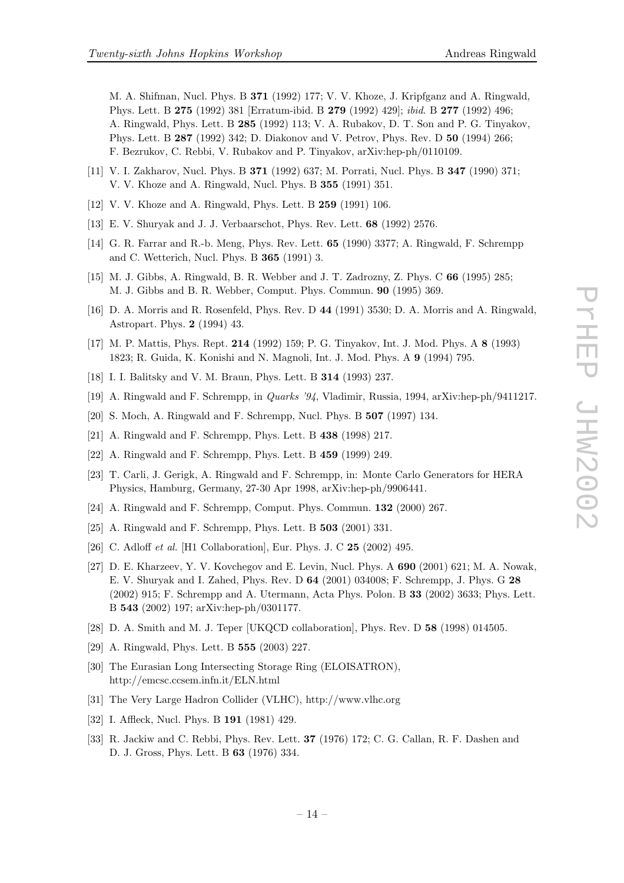M. A. Shifman, Nucl. Phys. B **371** (1992) 177; V. V. Khoze, J. Kripfganz and A. Ringwald, Phys. Lett. B **275** (1992) 381 [Erratum-ibid. B **279** (1992) 429]; *ibid.* B **277** (1992) 496; A. Ringwald, Phys. Lett. B **285** (1992) 113; V. A. Rubakov, D. T. Son and P. G. Tinyakov, Phys. Lett. B **287** (1992) 342; D. Diakonov and V. Petrov, Phys. Rev. D **50** (1994) 266; F. Bezrukov, C. Rebbi, V. Rubakov and P. Tinyakov, arXiv:hep-ph/0110109.

[11] V. I. Zakharov, Nucl. Phys. B **371** (1992) 637; M. Porrati, Nucl. Phys. B **347** (1990) 371; V. V. Khoze and A. Ringwald, Nucl. Phys. B **355** (1991) 351.

[12] V. V. Khoze and A. Ringwald, Phys. Lett. B **259** (1991) 106.

[13] E. V. Shuryak and J. J. Verbaarschot, Phys. Rev. Lett. **68** (1992) 2576.

[14] G. R. Farrar and R.-b. Meng, Phys. Rev. Lett. **65** (1990) 3377; A. Ringwald, F. Schrempp and C. Wetterich, Nucl. Phys. B **365** (1991) 3.

[15] M. J. Gibbs, A. Ringwald, B. R. Webber and J. T. Zadrozny, Z. Phys. C **66** (1995) 285; M. J. Gibbs and B. R. Webber, Comput. Phys. Commun. **90** (1995) 369.

[16] D. A. Morris and R. Rosenfeld, Phys. Rev. D **44** (1991) 3530; D. A. Morris and A. Ringwald, Astropart. Phys. **2** (1994) 43.

[17] M. P. Mattis, Phys. Rept. **214** (1992) 159; P. G. Tinyakov, Int. J. Mod. Phys. A **8** (1993) 1823; R. Guida, K. Konishi and N. Magnoli, Int. J. Mod. Phys. A **9** (1994) 795.

[18] I. I. Balitsky and V. M. Braun, Phys. Lett. B **314** (1993) 237.

[19] A. Ringwald and F. Schrempp, in *Quarks '94*, Vladimir, Russia, 1994, arXiv:hep-ph/9411217.

[20] S. Moch, A. Ringwald and F. Schrempp, Nucl. Phys. B **507** (1997) 134.

[21] A. Ringwald and F. Schrempp, Phys. Lett. B **438** (1998) 217.

[22] A. Ringwald and F. Schrempp, Phys. Lett. B **459** (1999) 249.

[23] T. Carli, J. Gerigk, A. Ringwald and F. Schrempp, in: Monte Carlo Generators for HERA Physics, Hamburg, Germany, 27-30 Apr 1998, arXiv:hep-ph/9906441.

[24] A. Ringwald and F. Schrempp, Comput. Phys. Commun. **132** (2000) 267.

[25] A. Ringwald and F. Schrempp, Phys. Lett. B **503** (2001) 331.

[26] C. Adloff *et al.* [H1 Collaboration], Eur. Phys. J. C **25** (2002) 495.

[27] D. E. Kharzeev, Y. V. Kovchegov and E. Levin, Nucl. Phys. A **690** (2001) 621; M. A. Nowak, E. V. Shuryak and I. Zahed, Phys. Rev. D **64** (2001) 034008; F. Schrempp, J. Phys. G **28** (2002) 915; F. Schrempp and A. Utermann, Acta Phys. Polon. B **33** (2002) 3633; Phys. Lett. B **543** (2002) 197; arXiv:hep-ph/0301177.

[28] D. A. Smith and M. J. Teper [UKQCD collaboration], Phys. Rev. D **58** (1998) 014505.

[29] A. Ringwald, Phys. Lett. B **555** (2003) 227.

[30] The Eurasian Long Intersecting Storage Ring (ELOISATRON), http://emcsc.ccsem.infn.it/ELN.html

[31] The Very Large Hadron Collider (VLHC), http://www.vlhc.org

[32] I. Affleck, Nucl. Phys. B **191** (1981) 429.

[33] R. Jackiw and C. Rebbi, Phys. Rev. Lett. **37** (1976) 172; C. G. Callan, R. F. Dashen and D. J. Gross, Phys. Lett. B **63** (1976) 334.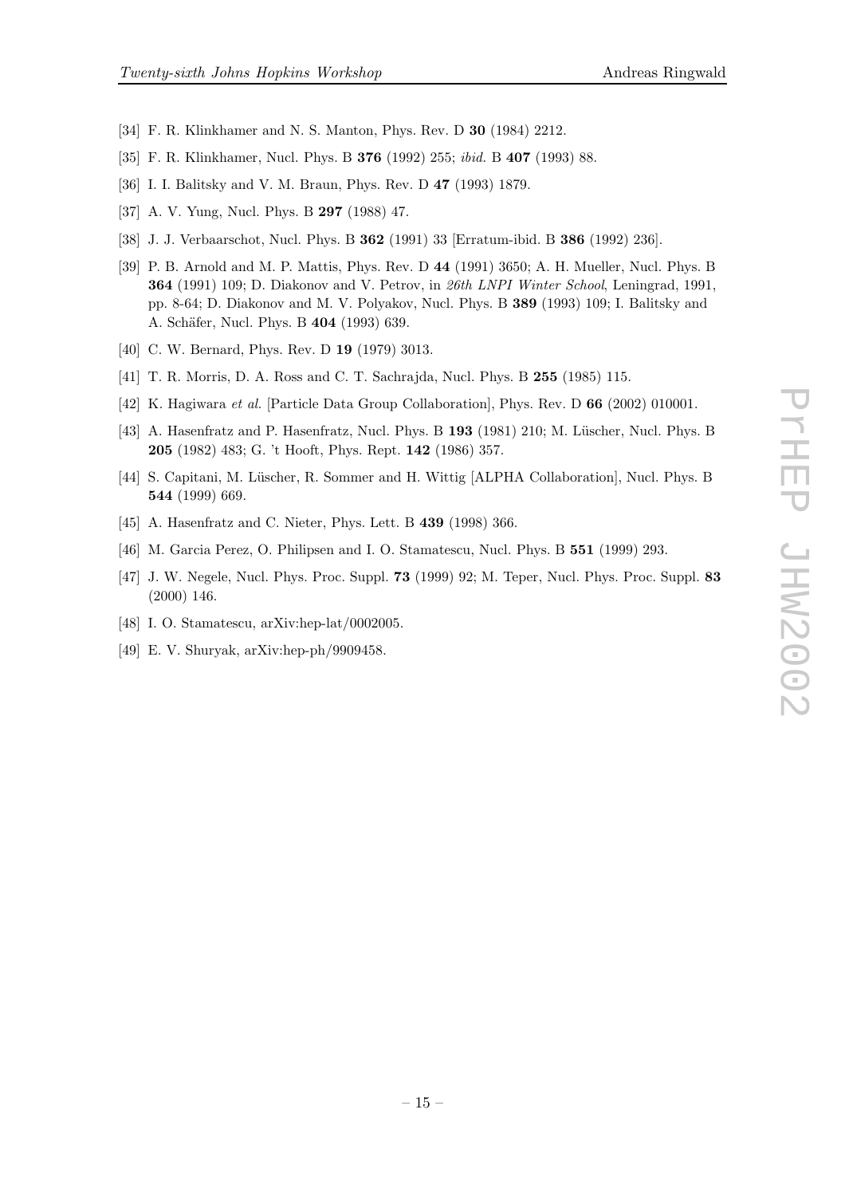[34] F. R. Klinkhamer and N. S. Manton, Phys. Rev. D **30** (1984) 2212.

[35] F. R. Klinkhamer, Nucl. Phys. B **376** (1992) 255; *ibid.* B **407** (1993) 88.

[36] I. I. Balitsky and V. M. Braun, Phys. Rev. D **47** (1993) 1879.

[37] A. V. Yung, Nucl. Phys. B **297** (1988) 47.

[38] J. J. Verbaarschot, Nucl. Phys. B **362** (1991) 33 [Erratum-ibid. B **386** (1992) 236].

[39] P. B. Arnold and M. P. Mattis, Phys. Rev. D **44** (1991) 3650; A. H. Mueller, Nucl. Phys. B **364** (1991) 109; D. Diakonov and V. Petrov, in *26th LNPI Winter School*, Leningrad, 1991, pp. 8-64; D. Diakonov and M. V. Polyakov, Nucl. Phys. B **389** (1993) 109; I. Balitsky and A. Schäfer, Nucl. Phys. B **404** (1993) 639.

[40] C. W. Bernard, Phys. Rev. D **19** (1979) 3013.

[41] T. R. Morris, D. A. Ross and C. T. Sachrajda, Nucl. Phys. B **255** (1985) 115.

[42] K. Hagiwara *et al.* [Particle Data Group Collaboration], Phys. Rev. D **66** (2002) 010001.

[43] A. Hasenfratz and P. Hasenfratz, Nucl. Phys. B **193** (1981) 210; M. Lüscher, Nucl. Phys. B **205** (1982) 483; G. 't Hooft, Phys. Rept. **142** (1986) 357.

[44] S. Capitani, M. Lüscher, R. Sommer and H. Wittig [ALPHA Collaboration], Nucl. Phys. B **544** (1999) 669.

[45] A. Hasenfratz and C. Nieter, Phys. Lett. B **439** (1998) 366.

[46] M. Garcia Perez, O. Philipsen and I. O. Stamatescu, Nucl. Phys. B **551** (1999) 293.

[47] J. W. Negele, Nucl. Phys. Proc. Suppl. **73** (1999) 92; M. Teper, Nucl. Phys. Proc. Suppl. **83** (2000) 146.

[48] I. O. Stamatescu, arXiv:hep-lat/0002005.

[49] E. V. Shuryak, arXiv:hep-ph/9909458.